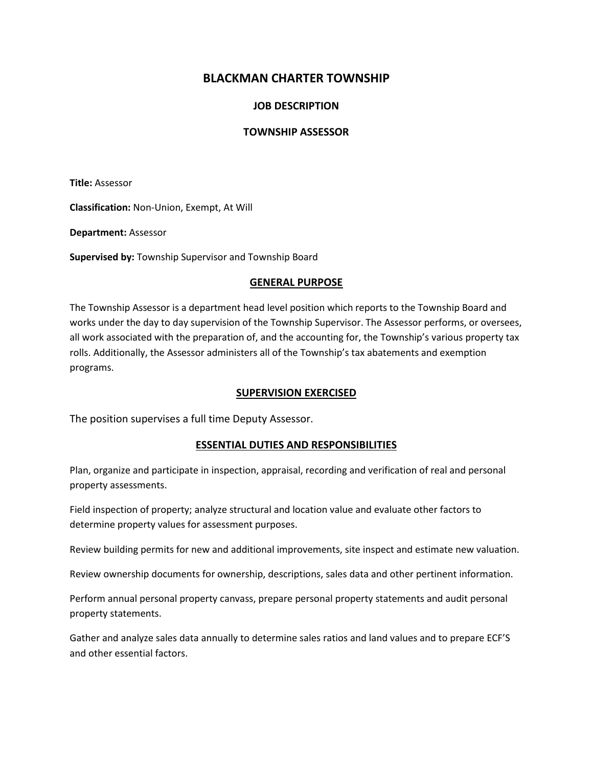# BLACKMAN CHARTER TOWNSHIP

## JOB DESCRIPTION

## TOWNSHIP ASSESSOR

**Title:** Assessor

**Classification:** Non-Union, Exempt, At Will

**Department:** Assessor

**Supervised by:** Township Supervisor and Township Board

### GENERAL PURPOSE

The Township Assessor is a department head level position which reports to the Township Board and works under the day to day supervision of the Township Supervisor. The Assessor performs, or oversees, all work associated with the preparation of, and the accounting for, the Township's various property tax rolls. Additionally, the Assessor administers all of the Township's tax abatements and exemption programs.

### SUPERVISION EXERCISED

The position supervises a full time Deputy Assessor.

### ESSENTIAL DUTIES AND RESPONSIBILITIES

Plan, organize and participate in inspection, appraisal, recording and verification of real and personal property assessments.

Field inspection of property; analyze structural and location value and evaluate other factors to determine property values for assessment purposes.

Review building permits for new and additional improvements, site inspect and estimate new valuation.

Review ownership documents for ownership, descriptions, sales data and other pertinent information.

Perform annual personal property canvass, prepare personal property statements and audit personal property statements.

Gather and analyze sales data annually to determine sales ratios and land values and to prepare ECF'S and other essential factors.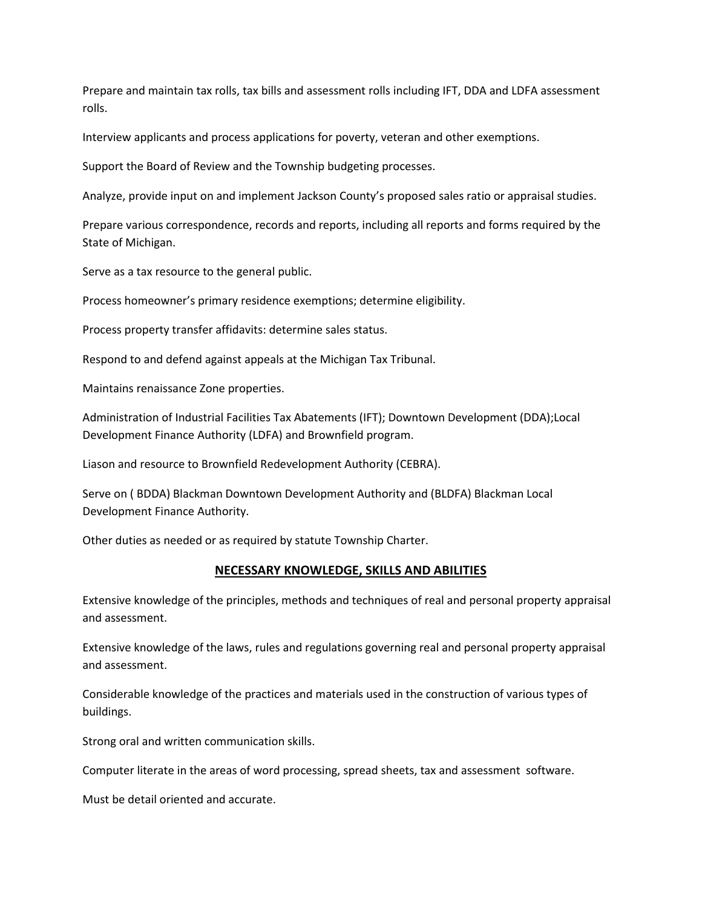Prepare and maintain tax rolls, tax bills and assessment rolls including IFT, DDA and LDFA assessment rolls.

Interview applicants and process applications for poverty, veteran and other exemptions.

Support the Board of Review and the Township budgeting processes.

Analyze, provide input on and implement Jackson County's proposed sales ratio or appraisal studies.

Prepare various correspondence, records and reports, including all reports and forms required by the State of Michigan.

Serve as a tax resource to the general public.

Process homeowner's primary residence exemptions; determine eligibility.

Process property transfer affidavits: determine sales status.

Respond to and defend against appeals at the Michigan Tax Tribunal.

Maintains renaissance Zone properties.

Administration of Industrial Facilities Tax Abatements (IFT); Downtown Development (DDA);Local Development Finance Authority (LDFA) and Brownfield program.

Liason and resource to Brownfield Redevelopment Authority (CEBRA).

Serve on ( BDDA) Blackman Downtown Development Authority and (BLDFA) Blackman Local Development Finance Authority.

Other duties as needed or as required by statute Township Charter.

## NECESSARY KNOWLEDGE, SKILLS AND ABILITIES

Extensive knowledge of the principles, methods and techniques of real and personal property appraisal and assessment.

Extensive knowledge of the laws, rules and regulations governing real and personal property appraisal and assessment.

Considerable knowledge of the practices and materials used in the construction of various types of buildings.

Strong oral and written communication skills.

Computer literate in the areas of word processing, spread sheets, tax and assessment software.

Must be detail oriented and accurate.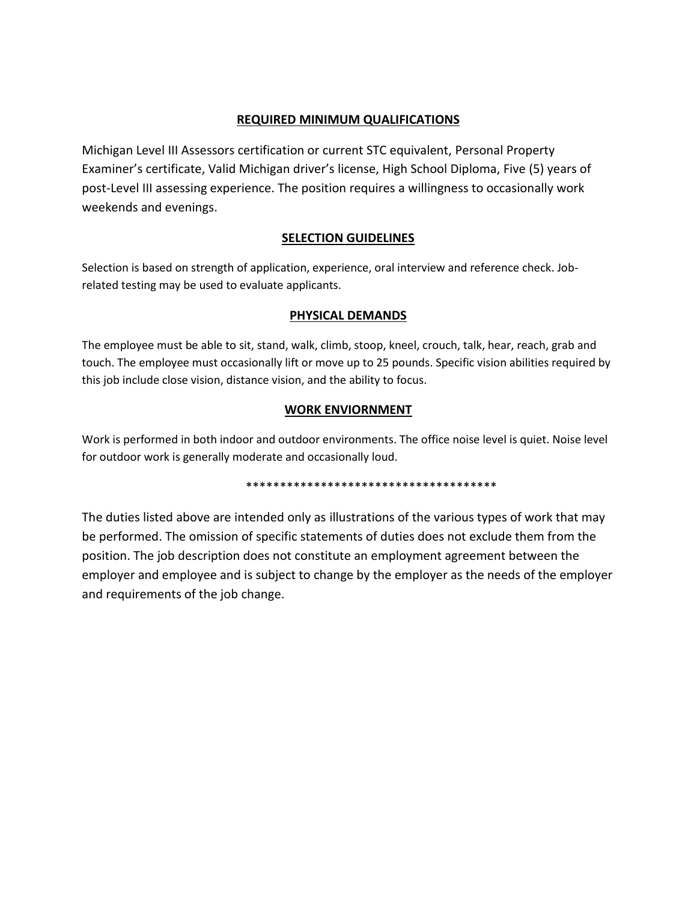## REQUIRED MINIMUM QUALIFICATIONS

Michigan Level III Assessors certification or current STC equivalent, Personal Property Examiner's certificate, Valid Michigan driver's license, High School Diploma, Five (5) years of post-Level III assessing experience. The position requires a willingness to occasionally work weekends and evenings.

## SELECTION GUIDELINES

Selection is based on strength of application, experience, oral interview and reference check. Job-related testing may be used to evaluate applicants.

## PHYSICAL DEMANDS

The employee must be able to sit, stand, walk, climb, stoop, kneel, crouch, talk, hear, reach, grab and touch. The employee must occasionally lift or move up to 25 pounds. Specific vision abilities required by this job include close vision, distance vision, and the ability to focus.

## WORK ENVIORNMENT

Work is performed in both indoor and outdoor environments. The office noise level is quiet. Noise level for outdoor work is generally moderate and occasionally loud.

**************************************

The duties listed above are intended only as illustrations of the various types of work that may be performed. The omission of specific statements of duties does not exclude them from the position. The job description does not constitute an employment agreement between the employer and employee and is subject to change by the employer as the needs of the employer and requirements of the job change.